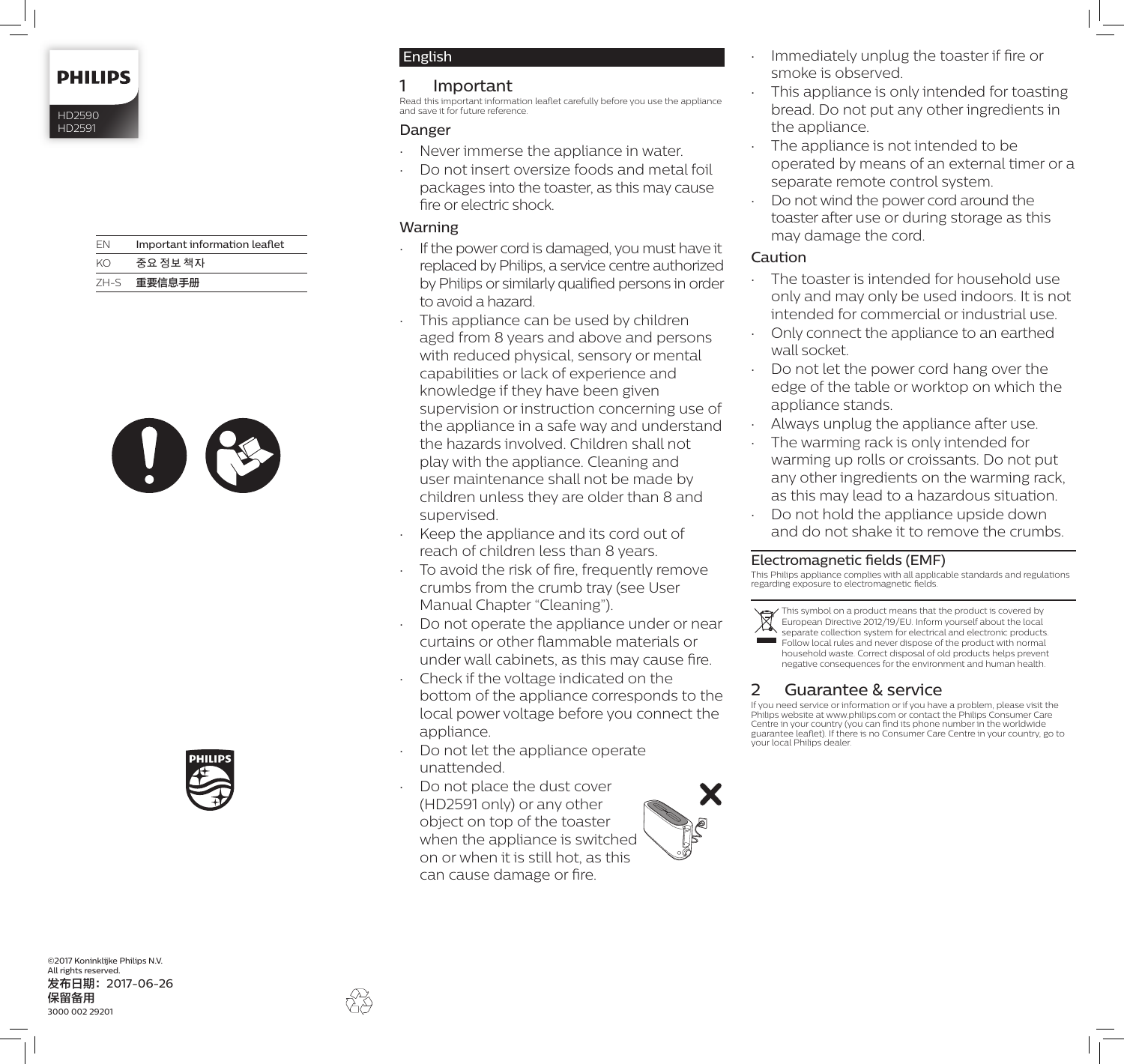PHILIPS

HD2590
HD2591

| EN | Important information leaflet |
|---|---|
| KO | 중요 정보 책자 |
| ZH-S | 重要信息手册 |

©2017 Koninklijke Philips N.V.
All rights reserved.
发布日期：2017-06-26
保留备用
3000 002 29201

English

# 1 Important

Read this important information leaflet carefully before you use the appliance and save it for future reference.

## Danger

- Never immerse the appliance in water.
- Do not insert oversize foods and metal foil packages into the toaster, as this may cause fire or electric shock.

## Warning

- If the power cord is damaged, you must have it replaced by Philips, a service centre authorized by Philips or similarly qualified persons in order to avoid a hazard.
- This appliance can be used by children aged from 8 years and above and persons with reduced physical, sensory or mental capabilities or lack of experience and knowledge if they have been given supervision or instruction concerning use of the appliance in a safe way and understand the hazards involved. Children shall not play with the appliance. Cleaning and user maintenance shall not be made by children unless they are older than 8 and supervised.
- Keep the appliance and its cord out of reach of children less than 8 years.
- To avoid the risk of fire, frequently remove crumbs from the crumb tray (see User Manual Chapter "Cleaning").
- Do not operate the appliance under or near curtains or other flammable materials or under wall cabinets, as this may cause fire.
- Check if the voltage indicated on the bottom of the appliance corresponds to the local power voltage before you connect the appliance.
- Do not let the appliance operate unattended.
- Do not place the dust cover (HD2591 only) or any other object on top of the toaster when the appliance is switched on or when it is still hot, as this can cause damage or fire.
- Immediately unplug the toaster if fire or smoke is observed.
- This appliance is only intended for toasting bread. Do not put any other ingredients in the appliance.
- The appliance is not intended to be operated by means of an external timer or a separate remote control system.
- Do not wind the power cord around the toaster after use or during storage as this may damage the cord.

## Caution

- The toaster is intended for household use only and may only be used indoors. It is not intended for commercial or industrial use.
- Only connect the appliance to an earthed wall socket.
- Do not let the power cord hang over the edge of the table or worktop on which the appliance stands.
- Always unplug the appliance after use.
- The warming rack is only intended for warming up rolls or croissants. Do not put any other ingredients on the warming rack, as this may lead to a hazardous situation.
- Do not hold the appliance upside down and do not shake it to remove the crumbs.

## Electromagnetic fields (EMF)

This Philips appliance complies with all applicable standards and regulations regarding exposure to electromagnetic fields.

This symbol on a product means that the product is covered by European Directive 2012/19/EU. Inform yourself about the local separate collection system for electrical and electronic products. Follow local rules and never dispose of the product with normal household waste. Correct disposal of old products helps prevent negative consequences for the environment and human health.

# 2 Guarantee & service

If you need service or information or if you have a problem, please visit the Philips website at www.philips.com or contact the Philips Consumer Care Centre in your country (you can find its phone number in the worldwide guarantee leaflet). If there is no Consumer Care Centre in your country, go to your local Philips dealer.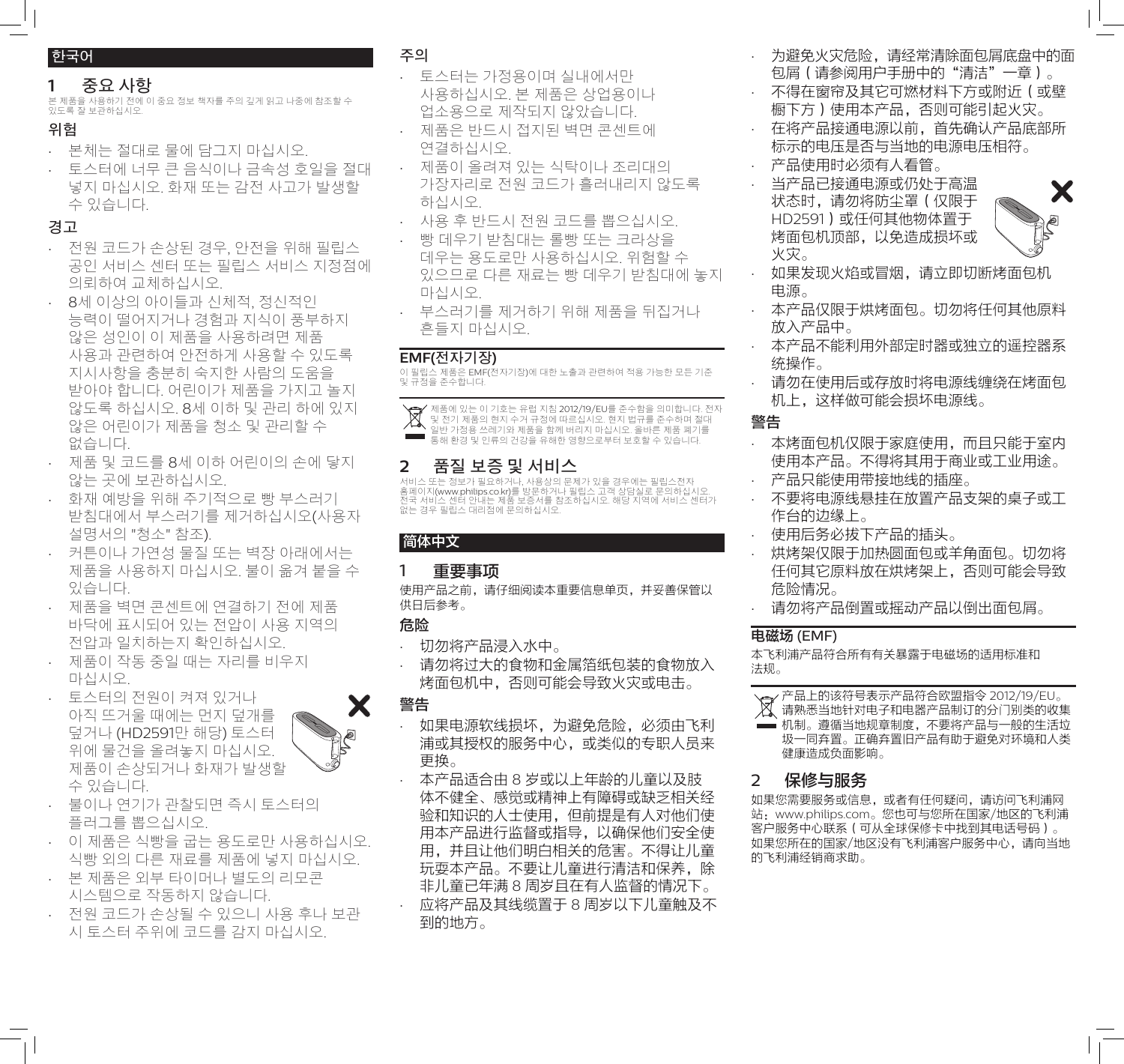## 한국어

# 1 중요 사항

본 제품을 사용하기 전에 이 중요 정보 책자를 주의 깊게 읽고 나중에 참조할 수 있도록 잘 보관하십시오.

### 위험

- 본체는 절대로 물에 담그지 마십시오.
- 토스터에 너무 큰 음식이나 금속성 호일을 절대 넣지 마십시오. 화재 또는 감전 사고가 발생할 수 있습니다.

### 경고

- 전원 코드가 손상된 경우, 안전을 위해 필립스 공인 서비스 센터 또는 필립스 서비스 지정점에 의뢰하여 교체하십시오.
- 8세 이상의 아이들과 신체적, 정신적인 능력이 떨어지거나 경험과 지식이 풍부하지 않은 성인이 이 제품을 사용하려면 제품 사용과 관련하여 안전하게 사용할 수 있도록 지시사항을 충분히 숙지한 사람의 도움을 받아야 합니다. 어린이가 제품을 가지고 놀지 않도록 하십시오. 8세 이하 및 관리 하에 있지 않은 어린이가 제품을 청소 및 관리할 수 없습니다.
- 제품 및 코드를 8세 이하 어린이의 손에 닿지 않는 곳에 보관하십시오.
- 화재 예방을 위해 주기적으로 빵 부스러기 받침대에서 부스러기를 제거하십시오(사용자 설명서의 "청소" 참조).
- 커튼이나 가연성 물질 또는 벽장 아래에서는 제품을 사용하지 마십시오. 불이 옮겨 붙을 수 있습니다.
- 제품을 벽면 콘센트에 연결하기 전에 제품 바닥에 표시되어 있는 전압이 사용 지역의 전압과 일치하는지 확인하십시오.
- 제품이 작동 중일 때는 자리를 비우지 마십시오.
- 토스터의 전원이 켜져 있거나 아직 뜨거울 때에는 먼지 덮개를 덮거나 (HD2591만 해당) 토스터 위에 물건을 올려놓지 마십시오. 제품이 손상되거나 화재가 발생할 수 있습니다.
- 불이나 연기가 관찰되면 즉시 토스터의 플러그를 뽑으십시오.
- 이 제품은 식빵을 굽는 용도로만 사용하십시오. 식빵 외의 다른 재료를 제품에 넣지 마십시오.
- 본 제품은 외부 타이머나 별도의 리모콘 시스템으로 작동하지 않습니다.
- 전원 코드가 손상될 수 있으니 사용 후나 보관 시 토스터 주위에 코드를 감지 마십시오.

### 주의

- 토스터는 가정용이며 실내에서만 사용하십시오. 본 제품은 상업용이나 업소용으로 제작되지 않았습니다.
- 제품은 반드시 접지된 벽면 콘센트에 연결하십시오.
- 제품이 올려져 있는 식탁이나 조리대의 가장자리로 전원 코드가 흘러내리지 않도록 하십시오.
- 사용 후 반드시 전원 코드를 뽑으십시오.
- 빵 데우기 받침대는 롤빵 또는 크라상을 데우는 용도로만 사용하십시오. 위험할 수 있으므로 다른 재료는 빵 데우기 받침대에 놓지 마십시오.
- 부스러기를 제거하기 위해 제품을 뒤집거나 흔들지 마십시오.

### EMF(전자기장)

이 필립스 제품은 EMF(전자기장)에 대한 노출과 관련하여 적용 가능한 모든 기준 및 규정을 준수합니다.

제품에 있는 이 기호는 유럽 지침 2012/19/EU를 준수함을 의미합니다. 전자 및 전기 제품의 현지 수거 규정에 따르십시오. 현지 법규를 준수하며 절대 일반 가정용 쓰레기와 제품을 함께 버리지 마십시오. 올바른 제품 폐기를 통해 환경 및 인류의 건강을 유해한 영향으로부터 보호할 수 있습니다.

# 2 품질 보증 및 서비스

서비스 또는 정보가 필요하거나, 사용상의 문제가 있을 경우에는 필립스전자 홈페이지(www.philips.co.kr)를 방문하거나 필립스 고객 상담실로 문의하십시오. 전국 서비스 센터 안내는 제품 보증서를 참조하십시오. 해당 지역에 서비스 센터가 없는 경우 필립스 대리점에 문의하십시오.

## 简体中文

# 1 重要事项

使用产品之前，请仔细阅读本重要信息单页，并妥善保管以供日后参考。

### 危险

- 切勿将产品浸入水中。
- 请勿将过大的食物和金属箔纸包装的食物放入烤面包机中，否则可能会导致火灾或电击。

### 警告

- 如果电源软线损坏，为避免危险，必须由飞利浦或其授权的服务中心，或类似的专职人员来更换。
- 本产品适合由 8 岁或以上年龄的儿童以及肢体不健全、感觉或精神上有障碍或缺乏相关经验和知识的人士使用，但前提是有人对他们使用本产品进行监督或指导，以确保他们安全使用，并且让他们明白相关的危害。不得让儿童玩耍本产品。不要让儿童进行清洁和保养，除非儿童已年满 8 周岁且在有人监督的情况下。
- 应将产品及其线缆置于 8 周岁以下儿童触及不到的地方。
- 为避免火灾危险，请经常清除面包屑底盘中的面包屑（请参阅用户手册中的“清洁”一章）。
- 不得在窗帘及其它可燃材料下方或附近（或壁橱下方）使用本产品，否则可能引起火灾。
- 在将产品接通电源以前，首先确认产品底部所标示的电压是否与当地的电源电压相符。
- 产品使用时必须有人看管。
- 当产品已接通电源或仍处于高温状态时，请勿将防尘罩（仅限于 HD2591）或任何其他物体置于烤面包机顶部，以免造成损坏或火灾。
- 如果发现火焰或冒烟，请立即切断烤面包机电源。
- 本产品仅限于烘烤面包。切勿将任何其他原料放入产品中。
- 本产品不能利用外部定时器或独立的遥控器系统操作。
- 请勿在使用后或存放时将电源线缠绕在烤面包机上，这样做可能会损坏电源线。

### 警告

- 本烤面包机仅限于家庭使用，而且只能于室内使用本产品。不得将其用于商业或工业用途。
- 产品只能使用带接地线的插座。
- 不要将电源线悬挂在放置产品支架的桌子或工作台的边缘上。
- 使用后务必拔下产品的插头。
- 烘烤架仅限于加热圆面包或羊角面包。切勿将任何其它原料放在烘烤架上，否则可能会导致危险情况。
- 请勿将产品倒置或摇动产品以倒出面包屑。

### 电磁场 (EMF)

本飞利浦产品符合所有有关暴露于电磁场的适用标准和法规。

产品上的该符号表示产品符合欧盟指令 2012/19/EU。请熟悉当地针对电子和电器产品制订的分门别类的收集机制。遵循当地规章制度，不要将产品与一般的生活垃圾一同弃置。正确弃置旧产品有助于避免对环境和人类健康造成负面影响。

# 2 保修与服务

如果您需要服务或信息，或者有任何疑问，请访问飞利浦网站：www.philips.com。您也可与您所在国家/地区的飞利浦客户服务中心联系（可从全球保修卡中找到其电话号码）。如果您所在的国家/地区没有飞利浦客户服务中心，请向当地的飞利浦经销商求助。